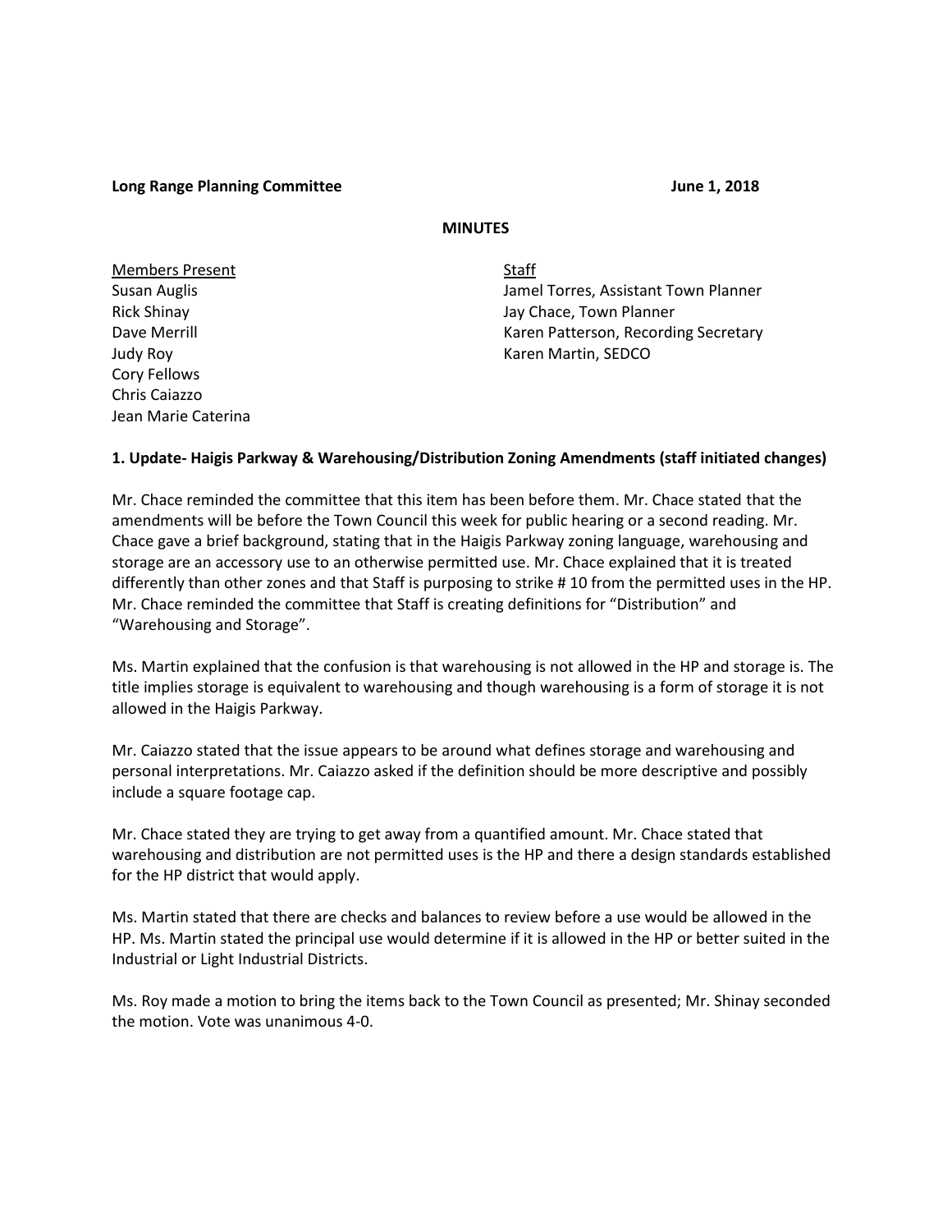**Long Range Planning Committee** **June 1, 2018**

**MINUTES**

| Members Present | Staff |
|---|---|
| Susan Auglis | Jamel Torres, Assistant Town Planner |
| Rick Shinay | Jay Chace, Town Planner |
| Dave Merrill | Karen Patterson, Recording Secretary |
| Judy Roy | Karen Martin, SEDCO |
| Cory Fellows | |
| Chris Caiazzo | |
| Jean Marie Caterina | |

**1. Update- Haigis Parkway & Warehousing/Distribution Zoning Amendments (staff initiated changes)**

Mr. Chace reminded the committee that this item has been before them. Mr. Chace stated that the amendments will be before the Town Council this week for public hearing or a second reading. Mr. Chace gave a brief background, stating that in the Haigis Parkway zoning language, warehousing and storage are an accessory use to an otherwise permitted use. Mr. Chace explained that it is treated differently than other zones and that Staff is purposing to strike # 10 from the permitted uses in the HP. Mr. Chace reminded the committee that Staff is creating definitions for "Distribution" and "Warehousing and Storage".

Ms. Martin explained that the confusion is that warehousing is not allowed in the HP and storage is. The title implies storage is equivalent to warehousing and though warehousing is a form of storage it is not allowed in the Haigis Parkway.

Mr. Caiazzo stated that the issue appears to be around what defines storage and warehousing and personal interpretations. Mr. Caiazzo asked if the definition should be more descriptive and possibly include a square footage cap.

Mr. Chace stated they are trying to get away from a quantified amount. Mr. Chace stated that warehousing and distribution are not permitted uses is the HP and there a design standards established for the HP district that would apply.

Ms. Martin stated that there are checks and balances to review before a use would be allowed in the HP. Ms. Martin stated the principal use would determine if it is allowed in the HP or better suited in the Industrial or Light Industrial Districts.

Ms. Roy made a motion to bring the items back to the Town Council as presented; Mr. Shinay seconded the motion. Vote was unanimous 4-0.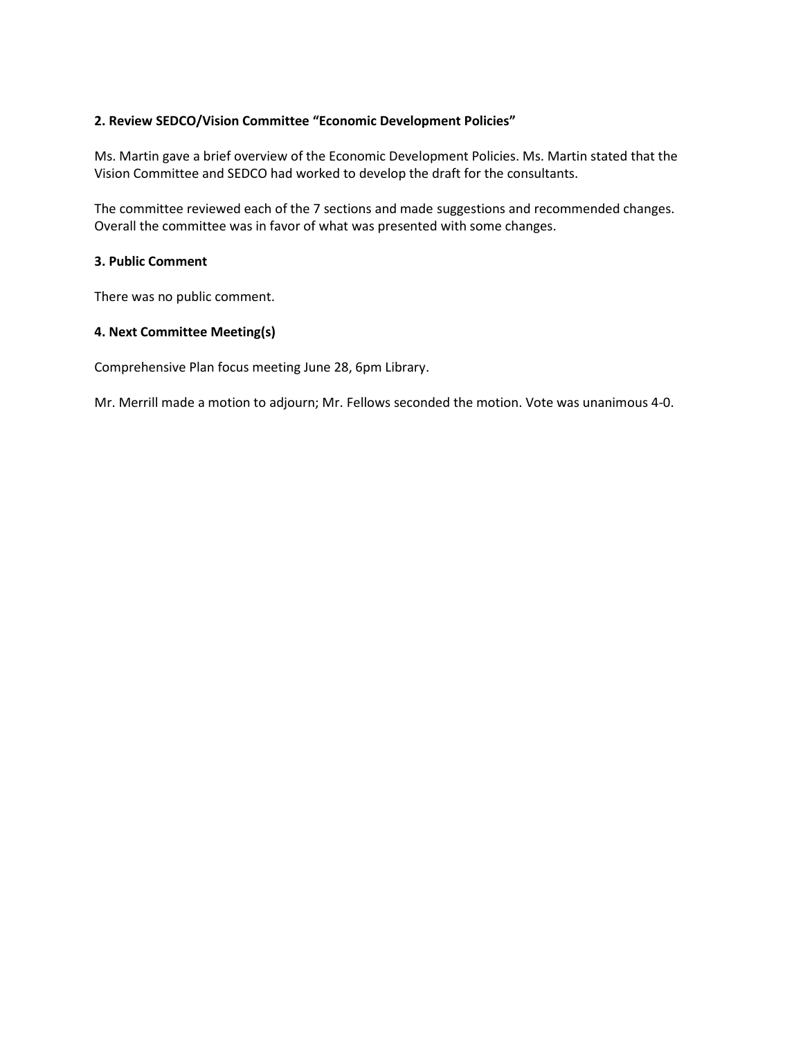**2. Review SEDCO/Vision Committee "Economic Development Policies"**

Ms. Martin gave a brief overview of the Economic Development Policies. Ms. Martin stated that the Vision Committee and SEDCO had worked to develop the draft for the consultants.

The committee reviewed each of the 7 sections and made suggestions and recommended changes. Overall the committee was in favor of what was presented with some changes.

**3. Public Comment**

There was no public comment.

**4. Next Committee Meeting(s)**

Comprehensive Plan focus meeting June 28, 6pm Library.

Mr. Merrill made a motion to adjourn; Mr. Fellows seconded the motion. Vote was unanimous 4-0.